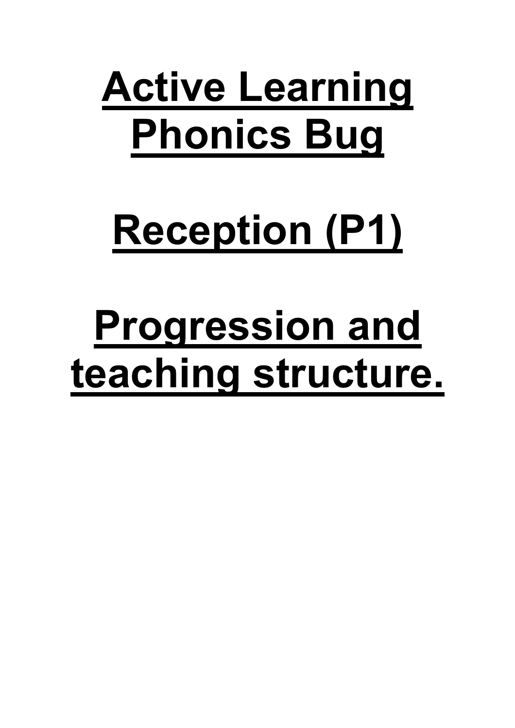# Active Learning Phonics Bug

# Reception (P1)

# Progression and teaching structure.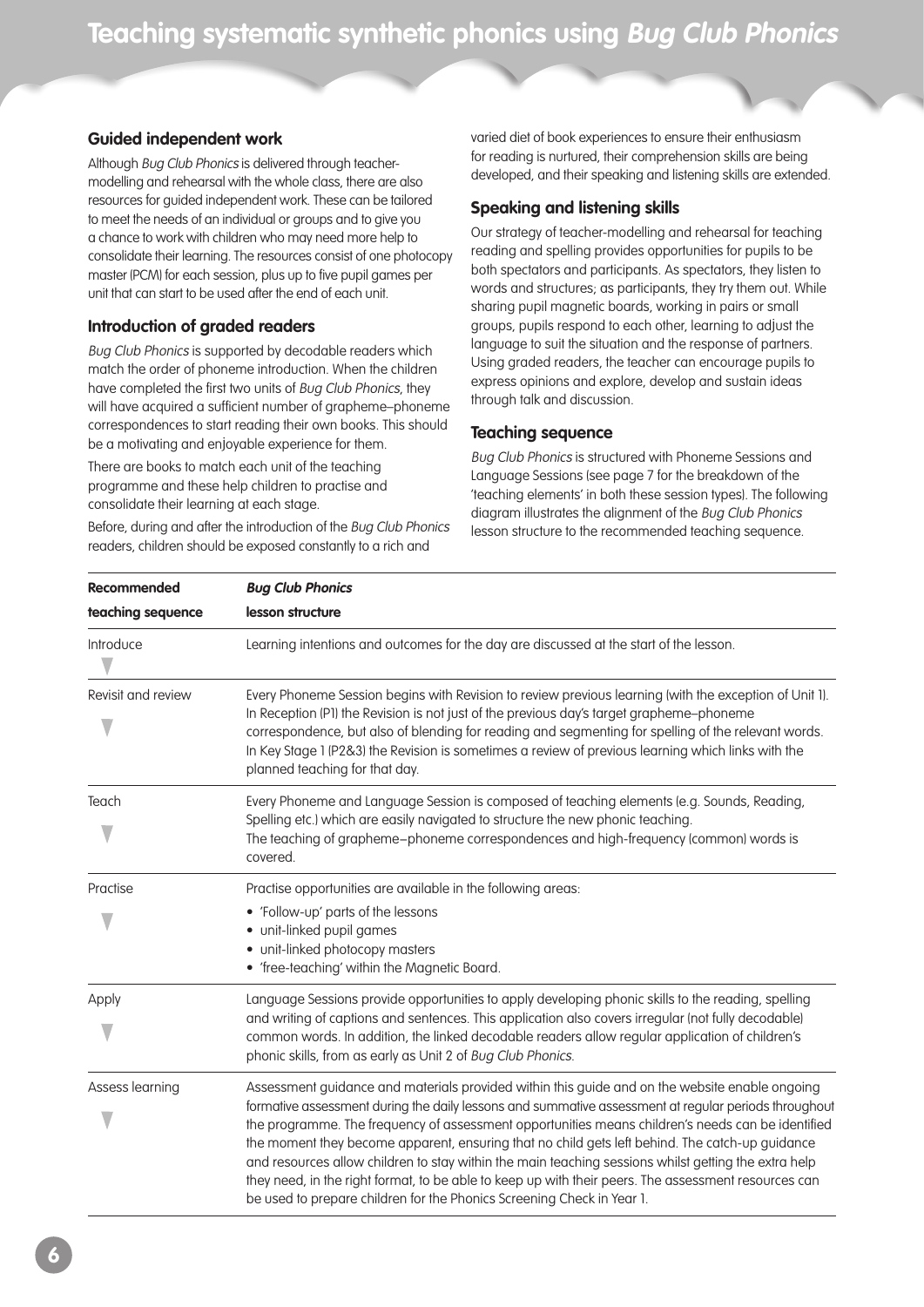## Guided independent work

Although *Bug Club Phonics* is delivered through teacher-modelling and rehearsal with the whole class, there are also resources for guided independent work. These can be tailored to meet the needs of an individual or groups and to give you a chance to work with children who may need more help to consolidate their learning. The resources consist of one photocopy master (PCM) for each session, plus up to five pupil games per unit that can start to be used after the end of each unit.

## Introduction of graded readers

*Bug Club Phonics* is supported by decodable readers which match the order of phoneme introduction. When the children have completed the first two units of *Bug Club Phonics*, they will have acquired a sufficient number of grapheme–phoneme correspondences to start reading their own books. This should be a motivating and enjoyable experience for them.

There are books to match each unit of the teaching programme and these help children to practise and consolidate their learning at each stage.

Before, during and after the introduction of the *Bug Club Phonics* readers, children should be exposed constantly to a rich and varied diet of book experiences to ensure their enthusiasm for reading is nurtured, their comprehension skills are being developed, and their speaking and listening skills are extended.

## Speaking and listening skills

Our strategy of teacher-modelling and rehearsal for teaching reading and spelling provides opportunities for pupils to be both spectators and participants. As spectators, they listen to words and structures; as participants, they try them out. While sharing pupil magnetic boards, working in pairs or small groups, pupils respond to each other, learning to adjust the language to suit the situation and the response of partners. Using graded readers, the teacher can encourage pupils to express opinions and explore, develop and sustain ideas through talk and discussion.

## Teaching sequence

*Bug Club Phonics* is structured with Phoneme Sessions and Language Sessions (see page 7 for the breakdown of the 'teaching elements' in both these session types). The following diagram illustrates the alignment of the *Bug Club Phonics* lesson structure to the recommended teaching sequence.

| Recommended teaching sequence | *Bug Club Phonics* lesson structure |
|---|---|
| Introduce | Learning intentions and outcomes for the day are discussed at the start of the lesson. |
| Revisit and review | Every Phoneme Session begins with Revision to review previous learning (with the exception of Unit 1). In Reception (P1) the Revision is not just of the previous day's target grapheme–phoneme correspondence, but also of blending for reading and segmenting for spelling of the relevant words. In Key Stage 1 (P2&3) the Revision is sometimes a review of previous learning which links with the planned teaching for that day. |
| Teach | Every Phoneme and Language Session is composed of teaching elements (e.g. Sounds, Reading, Spelling etc.) which are easily navigated to structure the new phonic teaching. The teaching of grapheme–phoneme correspondences and high-frequency (common) words is covered. |
| Practise | Practise opportunities are available in the following areas: <br>• 'Follow-up' parts of the lessons <br>• unit-linked pupil games <br>• unit-linked photocopy masters <br>• 'free-teaching' within the Magnetic Board. |
| Apply | Language Sessions provide opportunities to apply developing phonic skills to the reading, spelling and writing of captions and sentences. This application also covers irregular (not fully decodable) common words. In addition, the linked decodable readers allow regular application of children's phonic skills, from as early as Unit 2 of *Bug Club Phonics*. |
| Assess learning | Assessment guidance and materials provided within this guide and on the website enable ongoing formative assessment during the daily lessons and summative assessment at regular periods throughout the programme. The frequency of assessment opportunities means children's needs can be identified the moment they become apparent, ensuring that no child gets left behind. The catch-up guidance and resources allow children to stay within the main teaching sessions whilst getting the extra help they need, in the right format, to be able to keep up with their peers. The assessment resources can be used to prepare children for the Phonics Screening Check in Year 1. |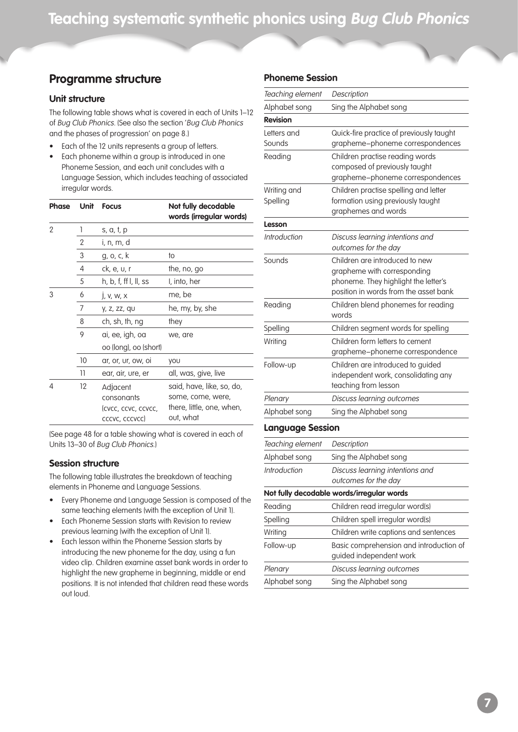# Teaching systematic synthetic phonics using *Bug Club Phonics*

## Programme structure

### Unit structure

The following table shows what is covered in each of Units 1–12 of *Bug Club Phonics*. (See also the section '*Bug Club Phonics* and the phases of progression' on page 8.)

- Each of the 12 units represents a group of letters.
- Each phoneme within a group is introduced in one Phoneme Session, and each unit concludes with a Language Session, which includes teaching of associated irregular words.

| Phase | Unit | Focus | Not fully decodable words (irregular words) |
|---|---|---|---|
| 2 | 1 | s, a, t, p | |
| | 2 | i, n, m, d | |
| | 3 | g, o, c, k | to |
| | 4 | ck, e, u, r | the, no, go |
| | 5 | h, b, f, ff l, ll, ss | I, into, her |
| 3 | 6 | j, v, w, x | me, be |
| | 7 | y, z, zz, qu | he, my, by, she |
| | 8 | ch, sh, th, ng | they |
| | 9 | ai, ee, igh, oa oo (long), oo (short) | we, are |
| | 10 | ar, or, ur, ow, oi | you |
| | 11 | ear, air, ure, er | all, was, give, live |
| 4 | 12 | Adjacent consonants (cvcc, ccvc, ccvcc, cccvc, cccvcc) | said, have, like, so, do, some, come, were, there, little, one, when, out, what |

(See page 48 for a table showing what is covered in each of Units 13–30 of *Bug Club Phonics*.)

### Session structure

The following table illustrates the breakdown of teaching elements in Phoneme and Language Sessions.

- Every Phoneme and Language Session is composed of the same teaching elements (with the exception of Unit 1).
- Each Phoneme Session starts with Revision to review previous learning (with the exception of Unit 1).
- Each lesson within the Phoneme Session starts by introducing the new phoneme for the day, using a fun video clip. Children examine asset bank words in order to highlight the new grapheme in beginning, middle or end positions. It is not intended that children read these words out loud.

### Phoneme Session

| *Teaching element* | *Description* |
|---|---|
| Alphabet song | Sing the Alphabet song |
| **Revision** | |
| Letters and Sounds | Quick-fire practice of previously taught grapheme–phoneme correspondences |
| Reading | Children practise reading words composed of previously taught grapheme–phoneme correspondences |
| Writing and Spelling | Children practise spelling and letter formation using previously taught graphemes and words |
| **Lesson** | |
| *Introduction* | *Discuss learning intentions and outcomes for the day* |
| Sounds | Children are introduced to new grapheme with corresponding phoneme. They highlight the letter's position in words from the asset bank |
| Reading | Children blend phonemes for reading words |
| Spelling | Children segment words for spelling |
| Writing | Children form letters to cement grapheme–phoneme correspondence |
| Follow-up | Children are introduced to guided independent work, consolidating any teaching from lesson |
| *Plenary* | *Discuss learning outcomes* |
| Alphabet song | Sing the Alphabet song |

### Language Session

| *Teaching element* | *Description* |
|---|---|
| Alphabet song | Sing the Alphabet song |
| *Introduction* | *Discuss learning intentions and outcomes for the day* |
| **Not fully decodable words/irregular words** | |
| Reading | Children read irregular word(s) |
| Spelling | Children spell irregular word(s) |
| Writing | Children write captions and sentences |
| Follow-up | Basic comprehension and introduction of guided independent work |
| *Plenary* | *Discuss learning outcomes* |
| Alphabet song | Sing the Alphabet song |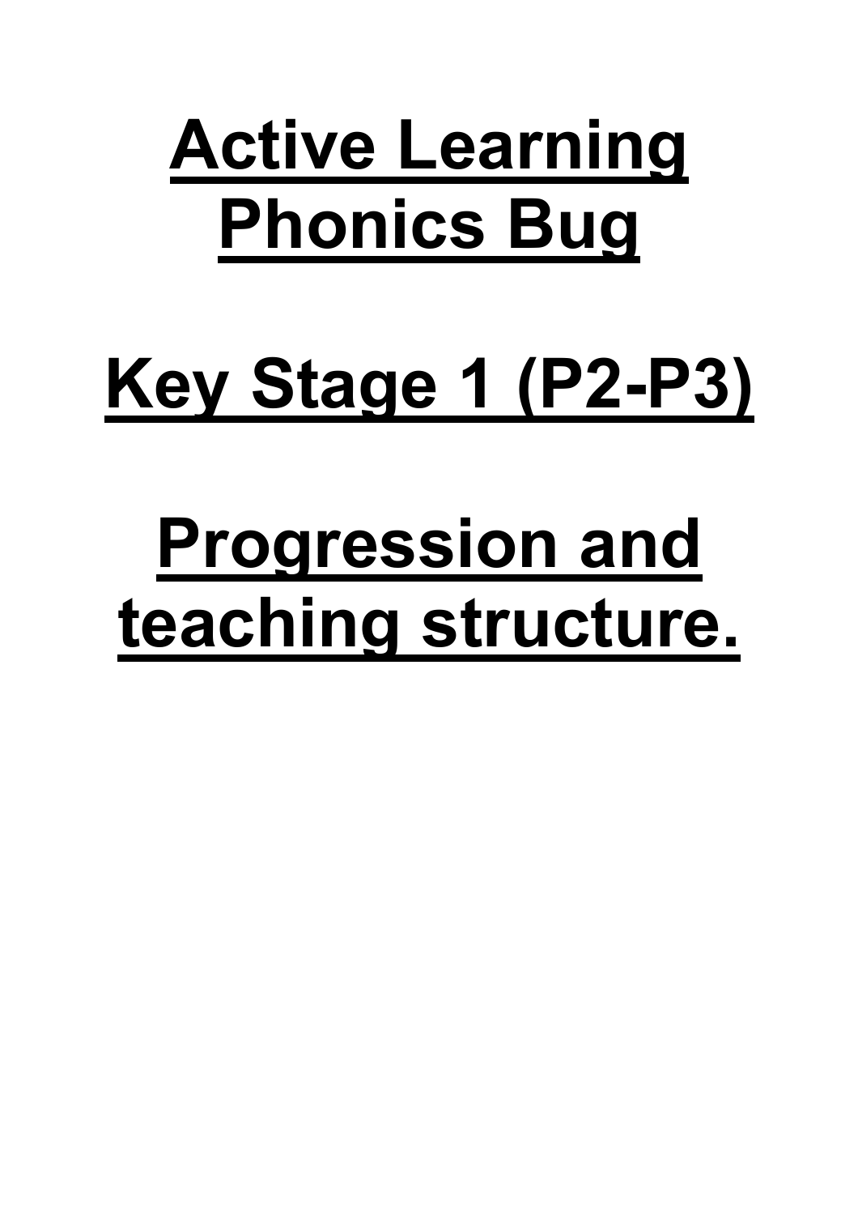# Active Learning Phonics Bug

# Key Stage 1 (P2-P3)

# Progression and teaching structure.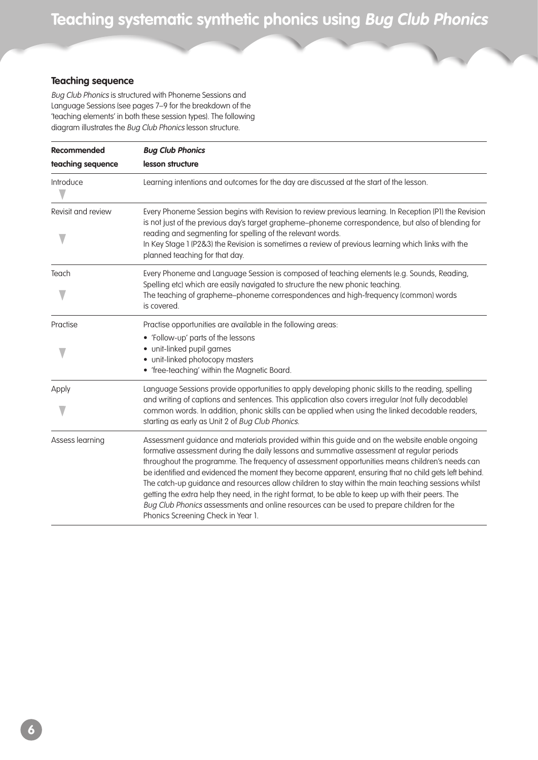### Teaching sequence

*Bug Club Phonics* is structured with Phoneme Sessions and Language Sessions (see pages 7–9 for the breakdown of the 'teaching elements' in both these session types). The following diagram illustrates the *Bug Club Phonics* lesson structure.

| Recommended teaching sequence | *Bug Club Phonics* lesson structure |
| --- | --- |
| Introduce | Learning intentions and outcomes for the day are discussed at the start of the lesson. |
| Revisit and review | Every Phoneme Session begins with Revision to review previous learning. In Reception (P1) the Revision is not just of the previous day's target grapheme–phoneme correspondence, but also of blending for reading and segmenting for spelling of the relevant words.<br>In Key Stage 1 (P2&3) the Revision is sometimes a review of previous learning which links with the planned teaching for that day. |
| Teach | Every Phoneme and Language Session is composed of teaching elements (e.g. Sounds, Reading, Spelling etc) which are easily navigated to structure the new phonic teaching.<br>The teaching of grapheme–phoneme correspondences and high-frequency (common) words is covered. |
| Practise | Practise opportunities are available in the following areas:<br>• 'Follow-up' parts of the lessons<br>• unit-linked pupil games<br>• unit-linked photocopy masters<br>• 'free-teaching' within the Magnetic Board. |
| Apply | Language Sessions provide opportunities to apply developing phonic skills to the reading, spelling and writing of captions and sentences. This application also covers irregular (not fully decodable) common words. In addition, phonic skills can be applied when using the linked decodable readers, starting as early as Unit 2 of *Bug Club Phonics*. |
| Assess learning | Assessment guidance and materials provided within this guide and on the website enable ongoing formative assessment during the daily lessons and summative assessment at regular periods throughout the programme. The frequency of assessment opportunities means children's needs can be identified and evidenced the moment they become apparent, ensuring that no child gets left behind. The catch-up guidance and resources allow children to stay within the main teaching sessions whilst getting the extra help they need, in the right format, to be able to keep up with their peers. The *Bug Club Phonics* assessments and online resources can be used to prepare children for the Phonics Screening Check in Year 1. |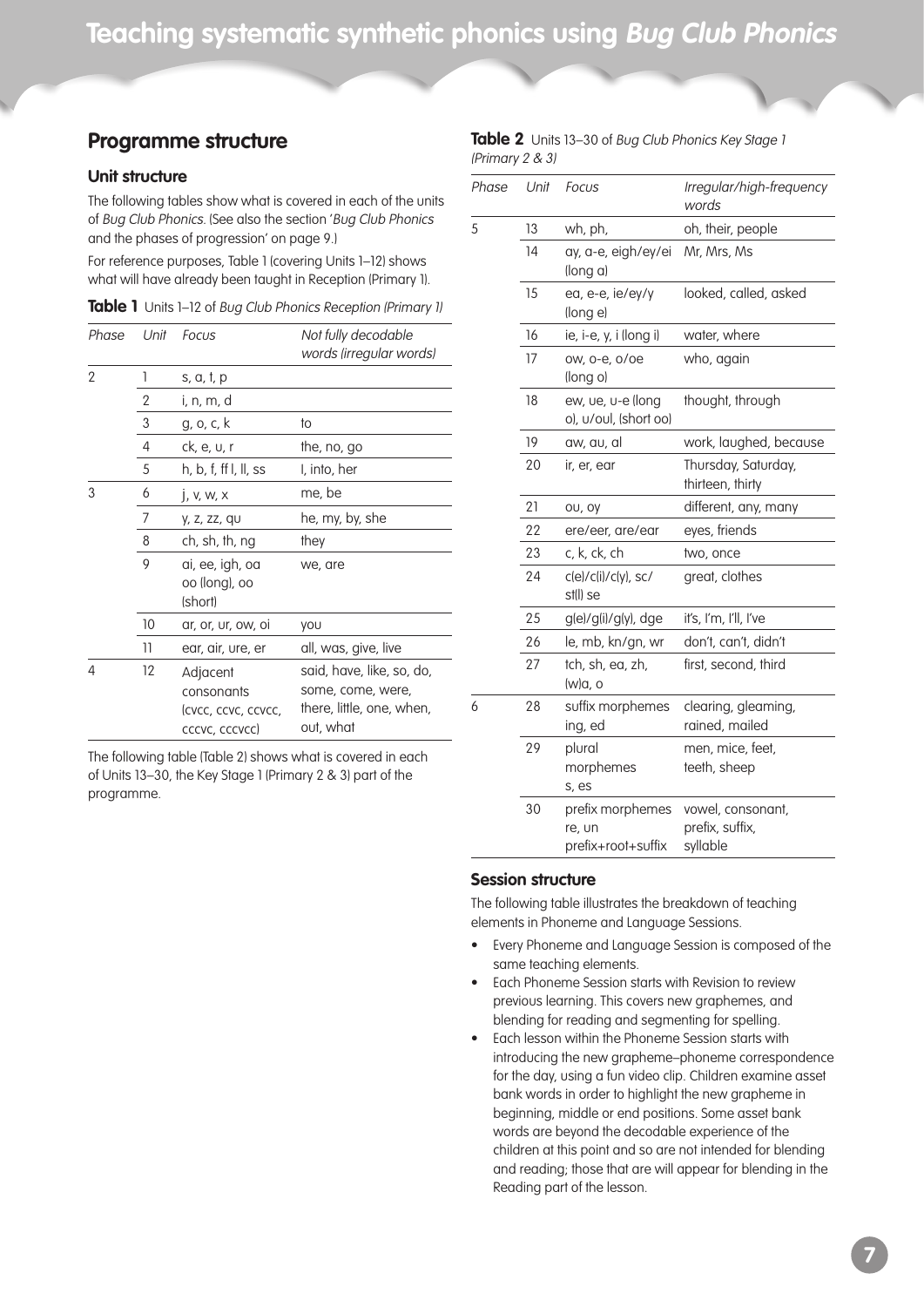# Teaching systematic synthetic phonics using *Bug Club Phonics*

## Programme structure

### Unit structure

The following tables show what is covered in each of the units of *Bug Club Phonics*. (See also the section '*Bug Club Phonics* and the phases of progression' on page 9.)

For reference purposes, Table 1 (covering Units 1–12) shows what will have already been taught in Reception (Primary 1).

**Table 1** Units 1–12 of *Bug Club Phonics Reception (Primary 1)*

| *Phase* | *Unit* | *Focus* | *Not fully decodable words (irregular words)* |
|---|---|---|---|
| 2 | 1 | s, a, t, p | |
| | 2 | i, n, m, d | |
| | 3 | g, o, c, k | to |
| | 4 | ck, e, u, r | the, no, go |
| | 5 | h, b, f, ff l, ll, ss | I, into, her |
| 3 | 6 | j, v, w, x | me, be |
| | 7 | y, z, zz, qu | he, my, by, she |
| | 8 | ch, sh, th, ng | they |
| | 9 | ai, ee, igh, oa oo (long), oo (short) | we, are |
| | 10 | ar, or, ur, ow, oi | you |
| | 11 | ear, air, ure, er | all, was, give, live |
| 4 | 12 | Adjacent consonants (cvcc, ccvc, ccvcc, cccvc, cccvcc) | said, have, like, so, do, some, come, were, there, little, one, when, out, what |

The following table (Table 2) shows what is covered in each of Units 13–30, the Key Stage 1 (Primary 2 & 3) part of the programme.

**Table 2** Units 13–30 of *Bug Club Phonics Key Stage 1 (Primary 2 & 3)*

| *Phase* | *Unit* | *Focus* | *Irregular/high-frequency words* |
|---|---|---|---|
| 5 | 13 | wh, ph, | oh, their, people |
| | 14 | ay, a-e, eigh/ey/ei (long a) | Mr, Mrs, Ms |
| | 15 | ea, e-e, ie/ey/y (long e) | looked, called, asked |
| | 16 | ie, i-e, y, i (long i) | water, where |
| | 17 | ow, o-e, o/oe (long o) | who, again |
| | 18 | ew, ue, u-e (long o), u/oul, (short oo) | thought, through |
| | 19 | aw, au, al | work, laughed, because |
| | 20 | ir, er, ear | Thursday, Saturday, thirteen, thirty |
| | 21 | ou, oy | different, any, many |
| | 22 | ere/eer, are/ear | eyes, friends |
| | 23 | c, k, ck, ch | two, once |
| | 24 | c(e)/c(i)/c(y), sc/ st(l) se | great, clothes |
| | 25 | g(e)/g(i)/g(y), dge | it's, I'm, I'll, I've |
| | 26 | le, mb, kn/gn, wr | don't, can't, didn't |
| | 27 | tch, sh, ea, zh, (w)a, o | first, second, third |
| 6 | 28 | suffix morphemes ing, ed | clearing, gleaming, rained, mailed |
| | 29 | plural morphemes s, es | men, mice, feet, teeth, sheep |
| | 30 | prefix morphemes re, un prefix+root+suffix | vowel, consonant, prefix, suffix, syllable |

### Session structure

The following table illustrates the breakdown of teaching elements in Phoneme and Language Sessions.

- Every Phoneme and Language Session is composed of the same teaching elements.
- Each Phoneme Session starts with Revision to review previous learning. This covers new graphemes, and blending for reading and segmenting for spelling.
- Each lesson within the Phoneme Session starts with introducing the new grapheme–phoneme correspondence for the day, using a fun video clip. Children examine asset bank words in order to highlight the new grapheme in beginning, middle or end positions. Some asset bank words are beyond the decodable experience of the children at this point and so are not intended for blending and reading; those that are will appear for blending in the Reading part of the lesson.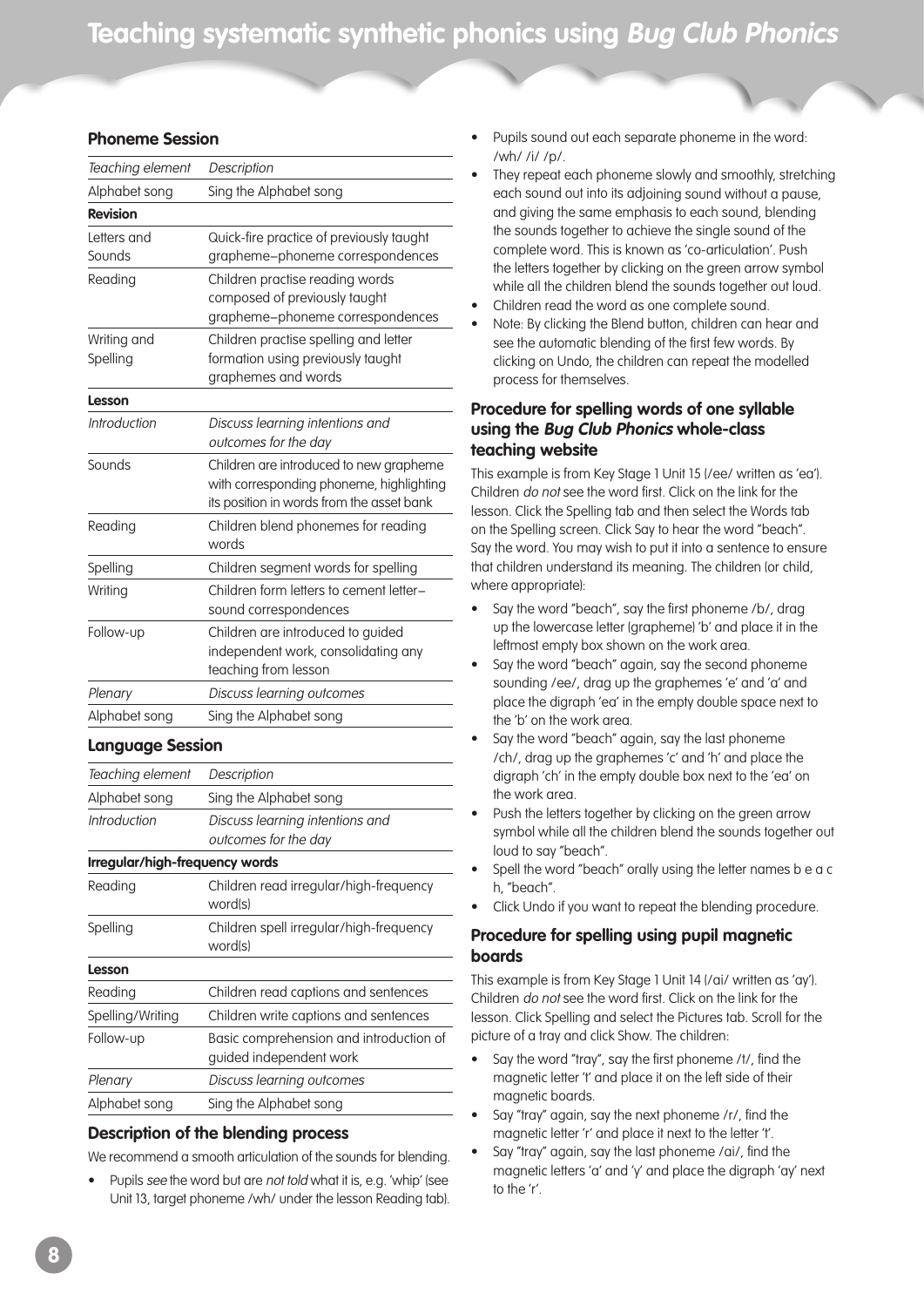# Teaching systematic synthetic phonics using *Bug Club Phonics*

### Phoneme Session

| *Teaching element* | *Description* |
|---|---|
| Alphabet song | Sing the Alphabet song |
| **Revision** | |
| Letters and Sounds | Quick-fire practice of previously taught grapheme–phoneme correspondences |
| Reading | Children practise reading words composed of previously taught grapheme–phoneme correspondences |
| Writing and Spelling | Children practise spelling and letter formation using previously taught graphemes and words |
| **Lesson** | |
| *Introduction* | *Discuss learning intentions and outcomes for the day* |
| Sounds | Children are introduced to new grapheme with corresponding phoneme, highlighting its position in words from the asset bank |
| Reading | Children blend phonemes for reading words |
| Spelling | Children segment words for spelling |
| Writing | Children form letters to cement letter–sound correspondences |
| Follow-up | Children are introduced to guided independent work, consolidating any teaching from lesson |
| *Plenary* | *Discuss learning outcomes* |
| Alphabet song | Sing the Alphabet song |

### Language Session

| *Teaching element* | *Description* |
|---|---|
| Alphabet song | Sing the Alphabet song |
| *Introduction* | *Discuss learning intentions and outcomes for the day* |
| **Irregular/high-frequency words** | |
| Reading | Children read irregular/high-frequency word(s) |
| Spelling | Children spell irregular/high-frequency word(s) |
| **Lesson** | |
| Reading | Children read captions and sentences |
| Spelling/Writing | Children write captions and sentences |
| Follow-up | Basic comprehension and introduction of guided independent work |
| *Plenary* | *Discuss learning outcomes* |
| Alphabet song | Sing the Alphabet song |

### Description of the blending process

We recommend a smooth articulation of the sounds for blending.

- Pupils *see* the word but are *not told* what it is, e.g. 'whip' (see Unit 13, target phoneme /wh/ under the lesson Reading tab).
- Pupils sound out each separate phoneme in the word: /wh/ /i/ /p/.
- They repeat each phoneme slowly and smoothly, stretching each sound out into its adjoining sound without a pause, and giving the same emphasis to each sound, blending the sounds together to achieve the single sound of the complete word. This is known as 'co-articulation'. Push the letters together by clicking on the green arrow symbol while all the children blend the sounds together out loud.
- Children read the word as one complete sound.
- Note: By clicking the Blend button, children can hear and see the automatic blending of the first few words. By clicking on Undo, the children can repeat the modelled process for themselves.

### Procedure for spelling words of one syllable using the *Bug Club Phonics* whole-class teaching website

This example is from Key Stage 1 Unit 15 (/ee/ written as 'ea'). Children *do not* see the word first. Click on the link for the lesson. Click the Spelling tab and then select the Words tab on the Spelling screen. Click Say to hear the word "beach". Say the word. You may wish to put it into a sentence to ensure that children understand its meaning. The children (or child, where appropriate):

- Say the word "beach", say the first phoneme /b/, drag up the lowercase letter (grapheme) 'b' and place it in the leftmost empty box shown on the work area.
- Say the word "beach" again, say the second phoneme sounding /ee/, drag up the graphemes 'e' and 'a' and place the digraph 'ea' in the empty double space next to the 'b' on the work area.
- Say the word "beach" again, say the last phoneme /ch/, drag up the graphemes 'c' and 'h' and place the digraph 'ch' in the empty double box next to the 'ea' on the work area.
- Push the letters together by clicking on the green arrow symbol while all the children blend the sounds together out loud to say "beach".
- Spell the word "beach" orally using the letter names b e a c h, "beach".
- Click Undo if you want to repeat the blending procedure.

### Procedure for spelling using pupil magnetic boards

This example is from Key Stage 1 Unit 14 (/ai/ written as 'ay'). Children *do not* see the word first. Click on the link for the lesson. Click Spelling and select the Pictures tab. Scroll for the picture of a tray and click Show. The children:

- Say the word "tray", say the first phoneme /t/, find the magnetic letter 't' and place it on the left side of their magnetic boards.
- Say "tray" again, say the next phoneme /r/, find the magnetic letter 'r' and place it next to the letter 't'.
- Say "tray" again, say the last phoneme /ai/, find the magnetic letters 'a' and 'y' and place the digraph 'ay' next to the 'r'.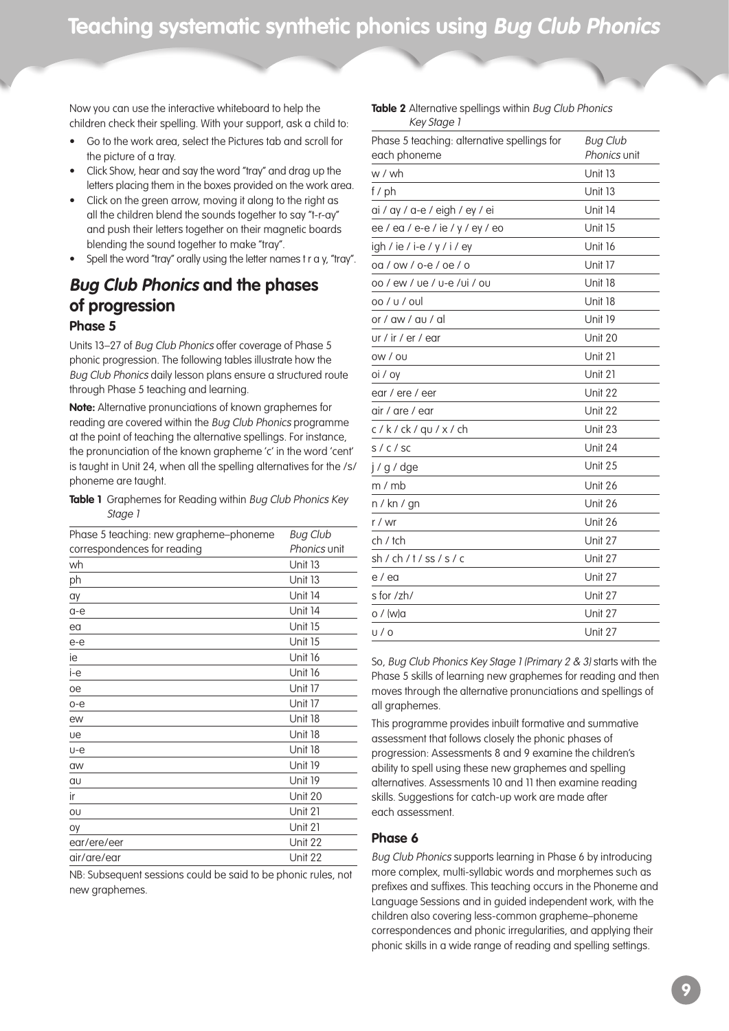Now you can use the interactive whiteboard to help the children check their spelling. With your support, ask a child to:

- Go to the work area, select the Pictures tab and scroll for the picture of a tray.
- Click Show, hear and say the word "tray" and drag up the letters placing them in the boxes provided on the work area.
- Click on the green arrow, moving it along to the right as all the children blend the sounds together to say "t-r-ay" and push their letters together on their magnetic boards blending the sound together to make "tray".
- Spell the word "tray" orally using the letter names t r a y, "tray".

## *Bug Club Phonics* and the phases of progression

### Phase 5

Units 13–27 of *Bug Club Phonics* offer coverage of Phase 5 phonic progression. The following tables illustrate how the *Bug Club Phonics* daily lesson plans ensure a structured route through Phase 5 teaching and learning.

**Note:** Alternative pronunciations of known graphemes for reading are covered within the *Bug Club Phonics* programme at the point of teaching the alternative spellings. For instance, the pronunciation of the known grapheme 'c' in the word 'cent' is taught in Unit 24, when all the spelling alternatives for the /s/ phoneme are taught.

**Table 1** Graphemes for Reading within *Bug Club Phonics Key Stage 1*

| Phase 5 teaching: new grapheme–phoneme correspondences for reading | *Bug Club Phonics* unit |
|---|---|
| wh | Unit 13 |
| ph | Unit 13 |
| ay | Unit 14 |
| a-e | Unit 14 |
| ea | Unit 15 |
| e-e | Unit 15 |
| ie | Unit 16 |
| i-e | Unit 16 |
| oe | Unit 17 |
| o-e | Unit 17 |
| ew | Unit 18 |
| ue | Unit 18 |
| u-e | Unit 18 |
| aw | Unit 19 |
| au | Unit 19 |
| ir | Unit 20 |
| ou | Unit 21 |
| oy | Unit 21 |
| ear/ere/eer | Unit 22 |
| air/are/ear | Unit 22 |

NB: Subsequent sessions could be said to be phonic rules, not new graphemes.

**Table 2** Alternative spellings within *Bug Club Phonics Key Stage 1*

| Phase 5 teaching: alternative spellings for each phoneme | *Bug Club Phonics* unit |
|---|---|
| w / wh | Unit 13 |
| f / ph | Unit 13 |
| ai / ay / a-e / eigh / ey / ei | Unit 14 |
| ee / ea / e-e / ie / y / ey / eo | Unit 15 |
| igh / ie / i-e / y / i / ey | Unit 16 |
| oa / ow / o-e / oe / o | Unit 17 |
| oo / ew / ue / u-e /ui / ou | Unit 18 |
| oo / u / oul | Unit 18 |
| or / aw / au / al | Unit 19 |
| ur / ir / er / ear | Unit 20 |
| ow / ou | Unit 21 |
| oi / oy | Unit 21 |
| ear / ere / eer | Unit 22 |
| air / are / ear | Unit 22 |
| c / k / ck / qu / x / ch | Unit 23 |
| s / c / sc | Unit 24 |
| j / g / dge | Unit 25 |
| m / mb | Unit 26 |
| n / kn / gn | Unit 26 |
| r / wr | Unit 26 |
| ch / tch | Unit 27 |
| sh / ch / t / ss / s / c | Unit 27 |
| e / ea | Unit 27 |
| s for /zh/ | Unit 27 |
| o / (w)a | Unit 27 |
| u / o | Unit 27 |

So, *Bug Club Phonics Key Stage 1 (Primary 2 & 3)* starts with the Phase 5 skills of learning new graphemes for reading and then moves through the alternative pronunciations and spellings of all graphemes.

This programme provides inbuilt formative and summative assessment that follows closely the phonic phases of progression: Assessments 8 and 9 examine the children's ability to spell using these new graphemes and spelling alternatives. Assessments 10 and 11 then examine reading skills. Suggestions for catch-up work are made after each assessment.

### Phase 6

*Bug Club Phonics* supports learning in Phase 6 by introducing more complex, multi-syllabic words and morphemes such as prefixes and suffixes. This teaching occurs in the Phoneme and Language Sessions and in guided independent work, with the children also covering less-common grapheme–phoneme correspondences and phonic irregularities, and applying their phonic skills in a wide range of reading and spelling settings.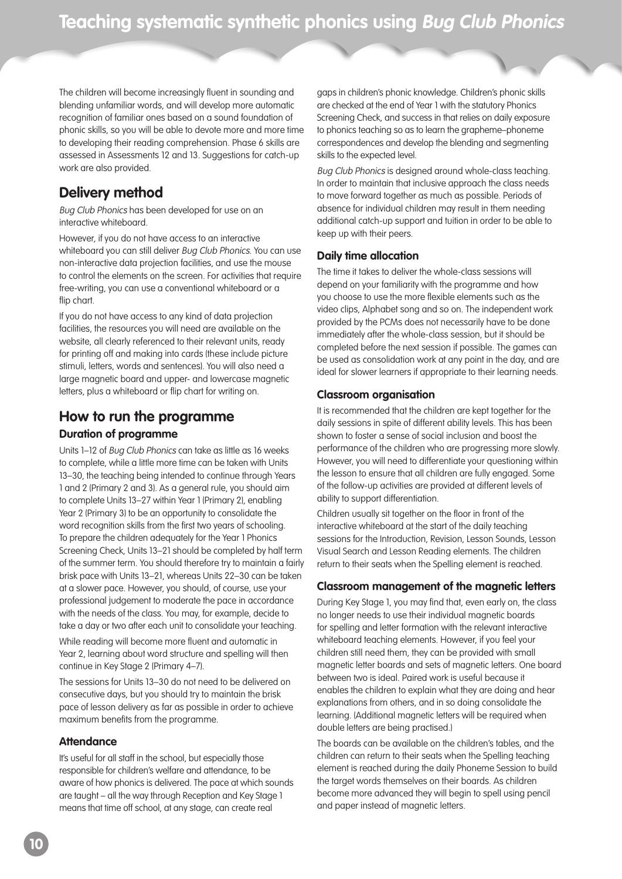The children will become increasingly fluent in sounding and blending unfamiliar words, and will develop more automatic recognition of familiar ones based on a sound foundation of phonic skills, so you will be able to devote more and more time to developing their reading comprehension. Phase 6 skills are assessed in Assessments 12 and 13. Suggestions for catch-up work are also provided.

## Delivery method

*Bug Club Phonics* has been developed for use on an interactive whiteboard.

However, if you do not have access to an interactive whiteboard you can still deliver *Bug Club Phonics*. You can use non-interactive data projection facilities, and use the mouse to control the elements on the screen. For activities that require free-writing, you can use a conventional whiteboard or a flip chart.

If you do not have access to any kind of data projection facilities, the resources you will need are available on the website, all clearly referenced to their relevant units, ready for printing off and making into cards (these include picture stimuli, letters, words and sentences). You will also need a large magnetic board and upper- and lowercase magnetic letters, plus a whiteboard or flip chart for writing on.

## How to run the programme

### Duration of programme

Units 1–12 of *Bug Club Phonics* can take as little as 16 weeks to complete, while a little more time can be taken with Units 13–30, the teaching being intended to continue through Years 1 and 2 (Primary 2 and 3). As a general rule, you should aim to complete Units 13–27 within Year 1 (Primary 2), enabling Year 2 (Primary 3) to be an opportunity to consolidate the word recognition skills from the first two years of schooling. To prepare the children adequately for the Year 1 Phonics Screening Check, Units 13–21 should be completed by half term of the summer term. You should therefore try to maintain a fairly brisk pace with Units 13–21, whereas Units 22–30 can be taken at a slower pace. However, you should, of course, use your professional judgement to moderate the pace in accordance with the needs of the class. You may, for example, decide to take a day or two after each unit to consolidate your teaching.

While reading will become more fluent and automatic in Year 2, learning about word structure and spelling will then continue in Key Stage 2 (Primary 4–7).

The sessions for Units 13–30 do not need to be delivered on consecutive days, but you should try to maintain the brisk pace of lesson delivery as far as possible in order to achieve maximum benefits from the programme.

### Attendance

It's useful for all staff in the school, but especially those responsible for children's welfare and attendance, to be aware of how phonics is delivered. The pace at which sounds are taught – all the way through Reception and Key Stage 1 means that time off school, at any stage, can create real gaps in children's phonic knowledge. Children's phonic skills are checked at the end of Year 1 with the statutory Phonics Screening Check, and success in that relies on daily exposure to phonics teaching so as to learn the grapheme–phoneme correspondences and develop the blending and segmenting skills to the expected level.

*Bug Club Phonics* is designed around whole-class teaching. In order to maintain that inclusive approach the class needs to move forward together as much as possible. Periods of absence for individual children may result in them needing additional catch-up support and tuition in order to be able to keep up with their peers.

### Daily time allocation

The time it takes to deliver the whole-class sessions will depend on your familiarity with the programme and how you choose to use the more flexible elements such as the video clips, Alphabet song and so on. The independent work provided by the PCMs does not necessarily have to be done immediately after the whole-class session, but it should be completed before the next session if possible. The games can be used as consolidation work at any point in the day, and are ideal for slower learners if appropriate to their learning needs.

### Classroom organisation

It is recommended that the children are kept together for the daily sessions in spite of different ability levels. This has been shown to foster a sense of social inclusion and boost the performance of the children who are progressing more slowly. However, you will need to differentiate your questioning within the lesson to ensure that all children are fully engaged. Some of the follow-up activities are provided at different levels of ability to support differentiation.

Children usually sit together on the floor in front of the interactive whiteboard at the start of the daily teaching sessions for the Introduction, Revision, Lesson Sounds, Lesson Visual Search and Lesson Reading elements. The children return to their seats when the Spelling element is reached.

### Classroom management of the magnetic letters

During Key Stage 1, you may find that, even early on, the class no longer needs to use their individual magnetic boards for spelling and letter formation with the relevant interactive whiteboard teaching elements. However, if you feel your children still need them, they can be provided with small magnetic letter boards and sets of magnetic letters. One board between two is ideal. Paired work is useful because it enables the children to explain what they are doing and hear explanations from others, and in so doing consolidate the learning. (Additional magnetic letters will be required when double letters are being practised.)

The boards can be available on the children's tables, and the children can return to their seats when the Spelling teaching element is reached during the daily Phoneme Session to build the target words themselves on their boards. As children become more advanced they will begin to spell using pencil and paper instead of magnetic letters.